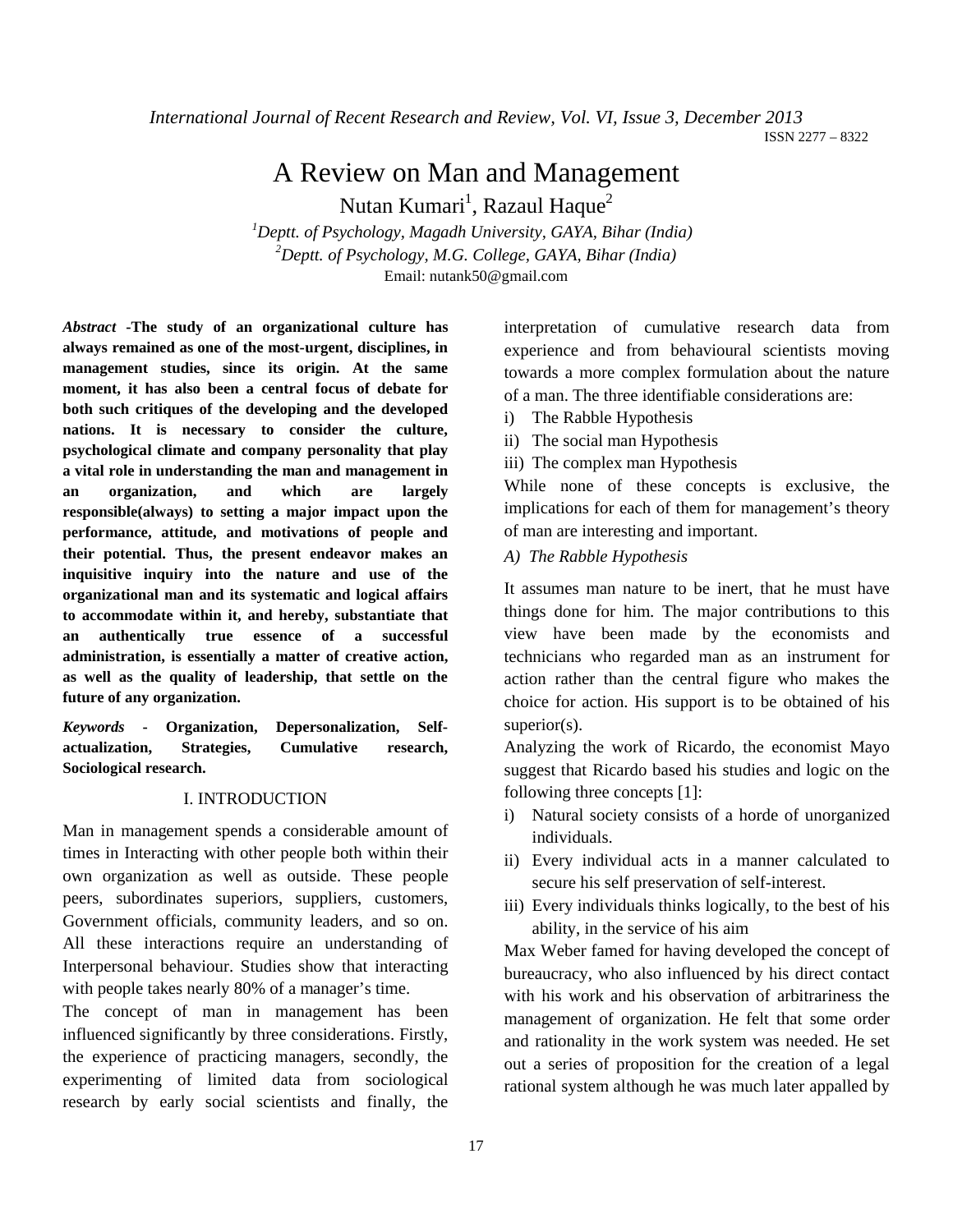# A Review on Man and Management

Nutan Kumari[1], Razaul Haque[2]

[1]Deptt. of Psychology, Magadh University, GAYA, Bihar (India)
[2]Deptt. of Psychology, M.G. College, GAYA, Bihar (India)
Email: nutank50@gmail.com

***Abstract* -The study of an organizational culture has always remained as one of the most-urgent, disciplines, in management studies, since its origin. At the same moment, it has also been a central focus of debate for both such critiques of the developing and the developed nations. It is necessary to consider the culture, psychological climate and company personality that play a vital role in understanding the man and management in an organization, and which are largely responsible(always) to setting a major impact upon the performance, attitude, and motivations of people and their potential. Thus, the present endeavor makes an inquisitive inquiry into the nature and use of the organizational man and its systematic and logical affairs to accommodate within it, and hereby, substantiate that an authentically true essence of a successful administration, is essentially a matter of creative action, as well as the quality of leadership, that settle on the future of any organization.**

***Keywords* - Organization, Depersonalization, Self-actualization, Strategies, Cumulative research, Sociological research.**

## I. INTRODUCTION

Man in management spends a considerable amount of times in Interacting with other people both within their own organization as well as outside. These people peers, subordinates superiors, suppliers, customers, Government officials, community leaders, and so on. All these interactions require an understanding of Interpersonal behaviour. Studies show that interacting with people takes nearly 80% of a manager's time.

The concept of man in management has been influenced significantly by three considerations. Firstly, the experience of practicing managers, secondly, the experimenting of limited data from sociological research by early social scientists and finally, the interpretation of cumulative research data from experience and from behavioural scientists moving towards a more complex formulation about the nature of a man. The three identifiable considerations are:

i) The Rabble Hypothesis
ii) The social man Hypothesis
iii) The complex man Hypothesis

While none of these concepts is exclusive, the implications for each of them for management's theory of man are interesting and important.

### *A) The Rabble Hypothesis*

It assumes man nature to be inert, that he must have things done for him. The major contributions to this view have been made by the economists and technicians who regarded man as an instrument for action rather than the central figure who makes the choice for action. His support is to be obtained of his superior(s).

Analyzing the work of Ricardo, the economist Mayo suggest that Ricardo based his studies and logic on the following three concepts [1]:

i) Natural society consists of a horde of unorganized individuals.
ii) Every individual acts in a manner calculated to secure his self preservation of self-interest.
iii) Every individuals thinks logically, to the best of his ability, in the service of his aim

Max Weber famed for having developed the concept of bureaucracy, who also influenced by his direct contact with his work and his observation of arbitrariness the management of organization. He felt that some order and rationality in the work system was needed. He set out a series of proposition for the creation of a legal rational system although he was much later appalled by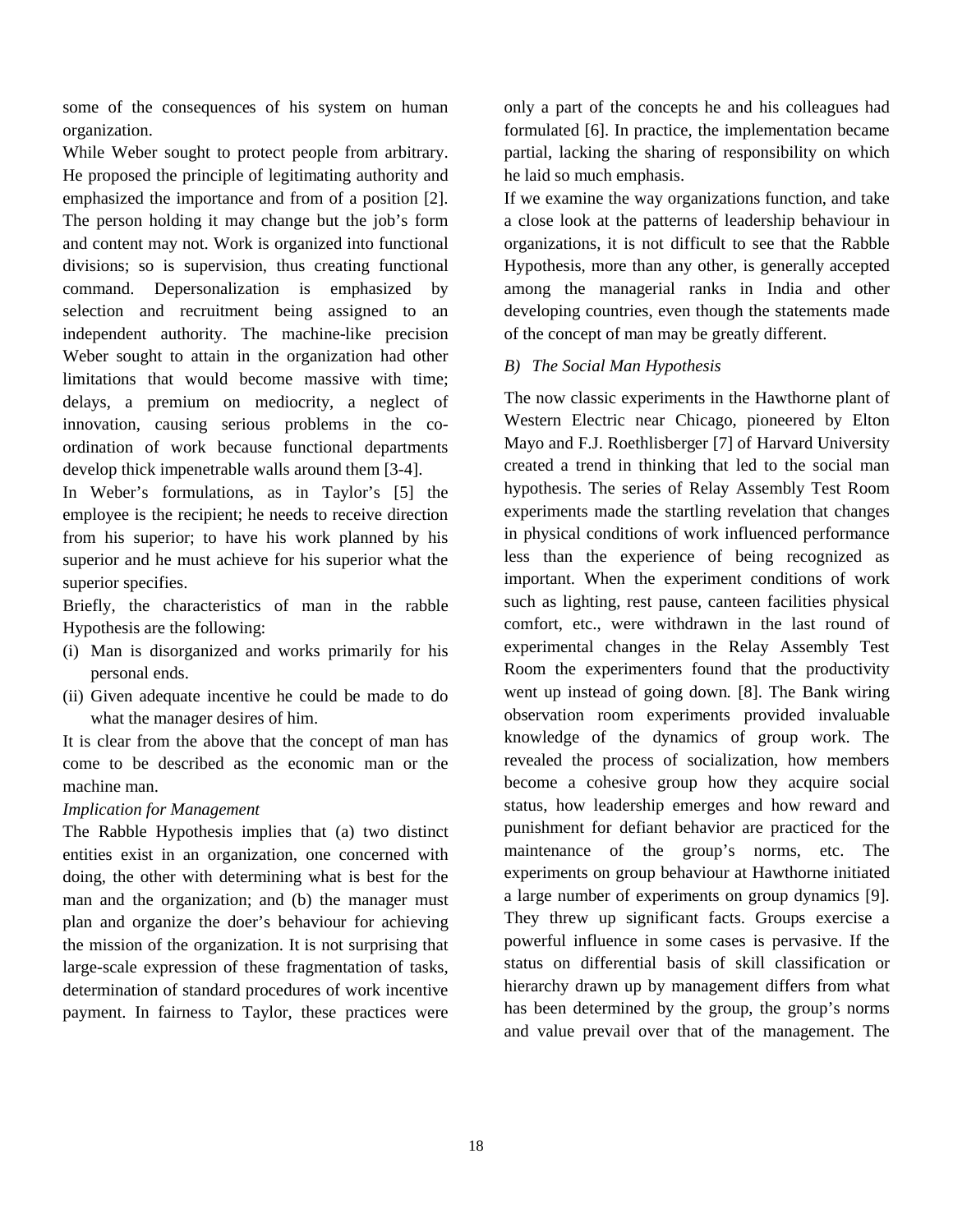some of the consequences of his system on human organization.

While Weber sought to protect people from arbitrary. He proposed the principle of legitimating authority and emphasized the importance and from of a position [2]. The person holding it may change but the job's form and content may not. Work is organized into functional divisions; so is supervision, thus creating functional command. Depersonalization is emphasized by selection and recruitment being assigned to an independent authority. The machine-like precision Weber sought to attain in the organization had other limitations that would become massive with time; delays, a premium on mediocrity, a neglect of innovation, causing serious problems in the co-ordination of work because functional departments develop thick impenetrable walls around them [3-4].

In Weber's formulations, as in Taylor's [5] the employee is the recipient; he needs to receive direction from his superior; to have his work planned by his superior and he must achieve for his superior what the superior specifies.

Briefly, the characteristics of man in the rabble Hypothesis are the following:

(i) Man is disorganized and works primarily for his personal ends.
(ii) Given adequate incentive he could be made to do what the manager desires of him.

It is clear from the above that the concept of man has come to be described as the economic man or the machine man.

*Implication for Management*

The Rabble Hypothesis implies that (a) two distinct entities exist in an organization, one concerned with doing, the other with determining what is best for the man and the organization; and (b) the manager must plan and organize the doer's behaviour for achieving the mission of the organization. It is not surprising that large-scale expression of these fragmentation of tasks, determination of standard procedures of work incentive payment. In fairness to Taylor, these practices were only a part of the concepts he and his colleagues had formulated [6]. In practice, the implementation became partial, lacking the sharing of responsibility on which he laid so much emphasis.

If we examine the way organizations function, and take a close look at the patterns of leadership behaviour in organizations, it is not difficult to see that the Rabble Hypothesis, more than any other, is generally accepted among the managerial ranks in India and other developing countries, even though the statements made of the concept of man may be greatly different.

*B) The Social Man Hypothesis*

The now classic experiments in the Hawthorne plant of Western Electric near Chicago, pioneered by Elton Mayo and F.J. Roethlisberger [7] of Harvard University created a trend in thinking that led to the social man hypothesis. The series of Relay Assembly Test Room experiments made the startling revelation that changes in physical conditions of work influenced performance less than the experience of being recognized as important. When the experiment conditions of work such as lighting, rest pause, canteen facilities physical comfort, etc., were withdrawn in the last round of experimental changes in the Relay Assembly Test Room the experimenters found that the productivity went up instead of going down. [8]. The Bank wiring observation room experiments provided invaluable knowledge of the dynamics of group work. The revealed the process of socialization, how members become a cohesive group how they acquire social status, how leadership emerges and how reward and punishment for defiant behavior are practiced for the maintenance of the group's norms, etc. The experiments on group behaviour at Hawthorne initiated a large number of experiments on group dynamics [9]. They threw up significant facts. Groups exercise a powerful influence in some cases is pervasive. If the status on differential basis of skill classification or hierarchy drawn up by management differs from what has been determined by the group, the group's norms and value prevail over that of the management. The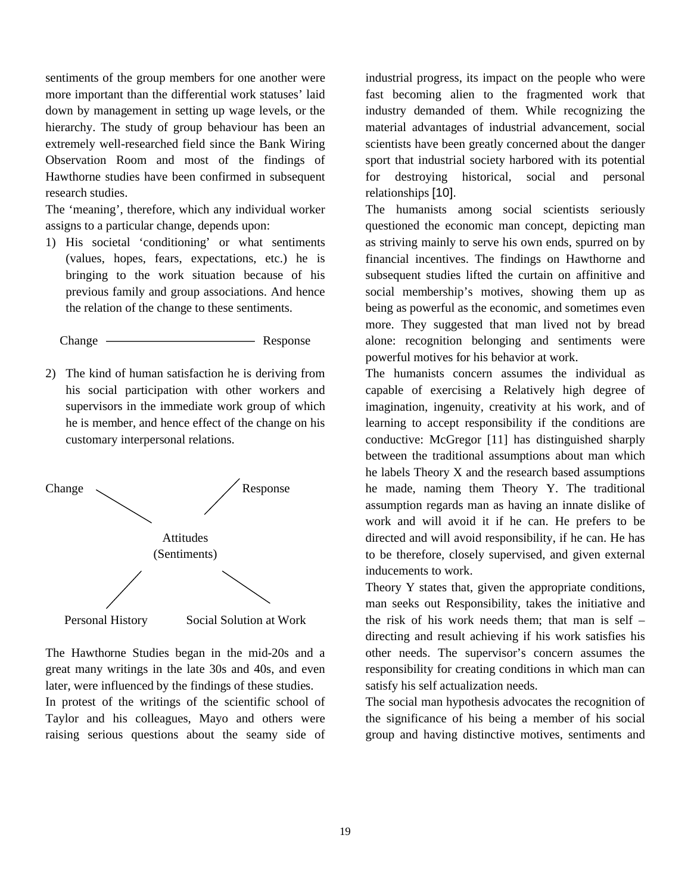sentiments of the group members for one another were more important than the differential work statuses' laid down by management in setting up wage levels, or the hierarchy. The study of group behaviour has been an extremely well-researched field since the Bank Wiring Observation Room and most of the findings of Hawthorne studies have been confirmed in subsequent research studies.

The 'meaning', therefore, which any individual worker assigns to a particular change, depends upon:

1) His societal 'conditioning' or what sentiments (values, hopes, fears, expectations, etc.) he is bringing to the work situation because of his previous family and group associations. And hence the relation of the change to these sentiments.

Change ——————————— Response

2) The kind of human satisfaction he is deriving from his social participation with other workers and supervisors in the immediate work group of which he is member, and hence effect of the change on his customary interpersonal relations.

Change — Attitudes (Sentiments) — Response

Personal History — Attitudes (Sentiments) — Social Solution at Work

The Hawthorne Studies began in the mid-20s and a great many writings in the late 30s and 40s, and even later, were influenced by the findings of these studies.

In protest of the writings of the scientific school of Taylor and his colleagues, Mayo and others were raising serious questions about the seamy side of industrial progress, its impact on the people who were fast becoming alien to the fragmented work that industry demanded of them. While recognizing the material advantages of industrial advancement, social scientists have been greatly concerned about the danger sport that industrial society harbored with its potential for destroying historical, social and personal relationships [10].

The humanists among social scientists seriously questioned the economic man concept, depicting man as striving mainly to serve his own ends, spurred on by financial incentives. The findings on Hawthorne and subsequent studies lifted the curtain on affinitive and social membership's motives, showing them up as being as powerful as the economic, and sometimes even more. They suggested that man lived not by bread alone: recognition belonging and sentiments were powerful motives for his behavior at work.

The humanists concern assumes the individual as capable of exercising a Relatively high degree of imagination, ingenuity, creativity at his work, and of learning to accept responsibility if the conditions are conductive: McGregor [11] has distinguished sharply between the traditional assumptions about man which he labels Theory X and the research based assumptions he made, naming them Theory Y. The traditional assumption regards man as having an innate dislike of work and will avoid it if he can. He prefers to be directed and will avoid responsibility, if he can. He has to be therefore, closely supervised, and given external inducements to work.

Theory Y states that, given the appropriate conditions, man seeks out Responsibility, takes the initiative and the risk of his work needs them; that man is self – directing and result achieving if his work satisfies his other needs. The supervisor's concern assumes the responsibility for creating conditions in which man can satisfy his self actualization needs.

The social man hypothesis advocates the recognition of the significance of his being a member of his social group and having distinctive motives, sentiments and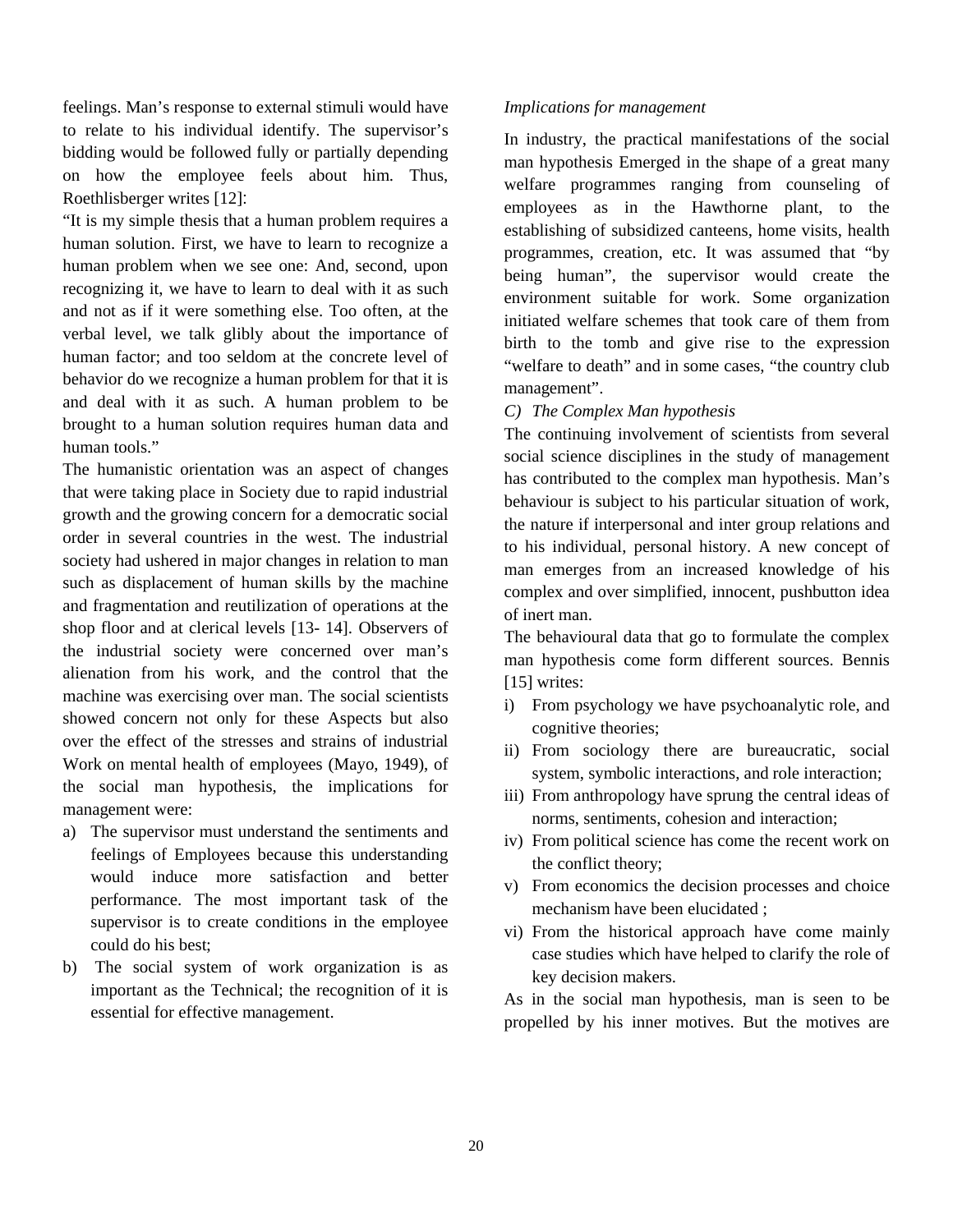feelings. Man's response to external stimuli would have to relate to his individual identify. The supervisor's bidding would be followed fully or partially depending on how the employee feels about him. Thus, Roethlisberger writes [12]:

"It is my simple thesis that a human problem requires a human solution. First, we have to learn to recognize a human problem when we see one: And, second, upon recognizing it, we have to learn to deal with it as such and not as if it were something else. Too often, at the verbal level, we talk glibly about the importance of human factor; and too seldom at the concrete level of behavior do we recognize a human problem for that it is and deal with it as such. A human problem to be brought to a human solution requires human data and human tools."

The humanistic orientation was an aspect of changes that were taking place in Society due to rapid industrial growth and the growing concern for a democratic social order in several countries in the west. The industrial society had ushered in major changes in relation to man such as displacement of human skills by the machine and fragmentation and reutilization of operations at the shop floor and at clerical levels [13- 14]. Observers of the industrial society were concerned over man's alienation from his work, and the control that the machine was exercising over man. The social scientists showed concern not only for these Aspects but also over the effect of the stresses and strains of industrial Work on mental health of employees (Mayo, 1949), of the social man hypothesis, the implications for management were:

a) The supervisor must understand the sentiments and feelings of Employees because this understanding would induce more satisfaction and better performance. The most important task of the supervisor is to create conditions in the employee could do his best;
b) The social system of work organization is as important as the Technical; the recognition of it is essential for effective management.

*Implications for management*

In industry, the practical manifestations of the social man hypothesis Emerged in the shape of a great many welfare programmes ranging from counseling of employees as in the Hawthorne plant, to the establishing of subsidized canteens, home visits, health programmes, creation, etc. It was assumed that "by being human", the supervisor would create the environment suitable for work. Some organization initiated welfare schemes that took care of them from birth to the tomb and give rise to the expression "welfare to death" and in some cases, "the country club management".

*C) The Complex Man hypothesis*

The continuing involvement of scientists from several social science disciplines in the study of management has contributed to the complex man hypothesis. Man's behaviour is subject to his particular situation of work, the nature if interpersonal and inter group relations and to his individual, personal history. A new concept of man emerges from an increased knowledge of his complex and over simplified, innocent, pushbutton idea of inert man.

The behavioural data that go to formulate the complex man hypothesis come form different sources. Bennis [15] writes:

i) From psychology we have psychoanalytic role, and cognitive theories;
ii) From sociology there are bureaucratic, social system, symbolic interactions, and role interaction;
iii) From anthropology have sprung the central ideas of norms, sentiments, cohesion and interaction;
iv) From political science has come the recent work on the conflict theory;
v) From economics the decision processes and choice mechanism have been elucidated ;
vi) From the historical approach have come mainly case studies which have helped to clarify the role of key decision makers.

As in the social man hypothesis, man is seen to be propelled by his inner motives. But the motives are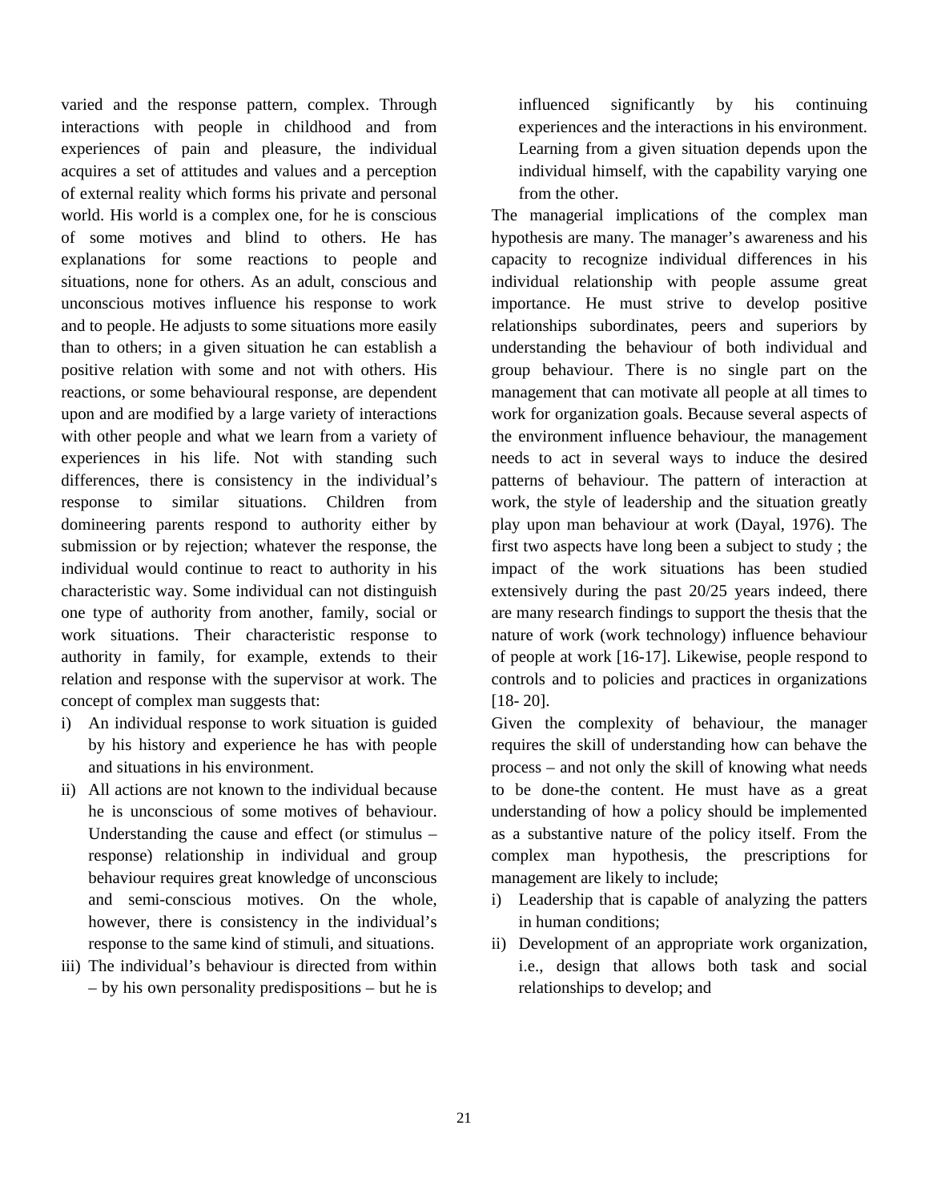varied and the response pattern, complex. Through interactions with people in childhood and from experiences of pain and pleasure, the individual acquires a set of attitudes and values and a perception of external reality which forms his private and personal world. His world is a complex one, for he is conscious of some motives and blind to others. He has explanations for some reactions to people and situations, none for others. As an adult, conscious and unconscious motives influence his response to work and to people. He adjusts to some situations more easily than to others; in a given situation he can establish a positive relation with some and not with others. His reactions, or some behavioural response, are dependent upon and are modified by a large variety of interactions with other people and what we learn from a variety of experiences in his life. Not with standing such differences, there is consistency in the individual's response to similar situations. Children from domineering parents respond to authority either by submission or by rejection; whatever the response, the individual would continue to react to authority in his characteristic way. Some individual can not distinguish one type of authority from another, family, social or work situations. Their characteristic response to authority in family, for example, extends to their relation and response with the supervisor at work. The concept of complex man suggests that:

i) An individual response to work situation is guided by his history and experience he has with people and situations in his environment.
ii) All actions are not known to the individual because he is unconscious of some motives of behaviour. Understanding the cause and effect (or stimulus – response) relationship in individual and group behaviour requires great knowledge of unconscious and semi-conscious motives. On the whole, however, there is consistency in the individual's response to the same kind of stimuli, and situations.
iii) The individual's behaviour is directed from within – by his own personality predispositions – but he is influenced significantly by his continuing experiences and the interactions in his environment. Learning from a given situation depends upon the individual himself, with the capability varying one from the other.

The managerial implications of the complex man hypothesis are many. The manager's awareness and his capacity to recognize individual differences in his individual relationship with people assume great importance. He must strive to develop positive relationships subordinates, peers and superiors by understanding the behaviour of both individual and group behaviour. There is no single part on the management that can motivate all people at all times to work for organization goals. Because several aspects of the environment influence behaviour, the management needs to act in several ways to induce the desired patterns of behaviour. The pattern of interaction at work, the style of leadership and the situation greatly play upon man behaviour at work (Dayal, 1976). The first two aspects have long been a subject to study ; the impact of the work situations has been studied extensively during the past 20/25 years indeed, there are many research findings to support the thesis that the nature of work (work technology) influence behaviour of people at work [16-17]. Likewise, people respond to controls and to policies and practices in organizations [18- 20].

Given the complexity of behaviour, the manager requires the skill of understanding how can behave the process – and not only the skill of knowing what needs to be done-the content. He must have as a great understanding of how a policy should be implemented as a substantive nature of the policy itself. From the complex man hypothesis, the prescriptions for management are likely to include;

i) Leadership that is capable of analyzing the patters in human conditions;
ii) Development of an appropriate work organization, i.e., design that allows both task and social relationships to develop; and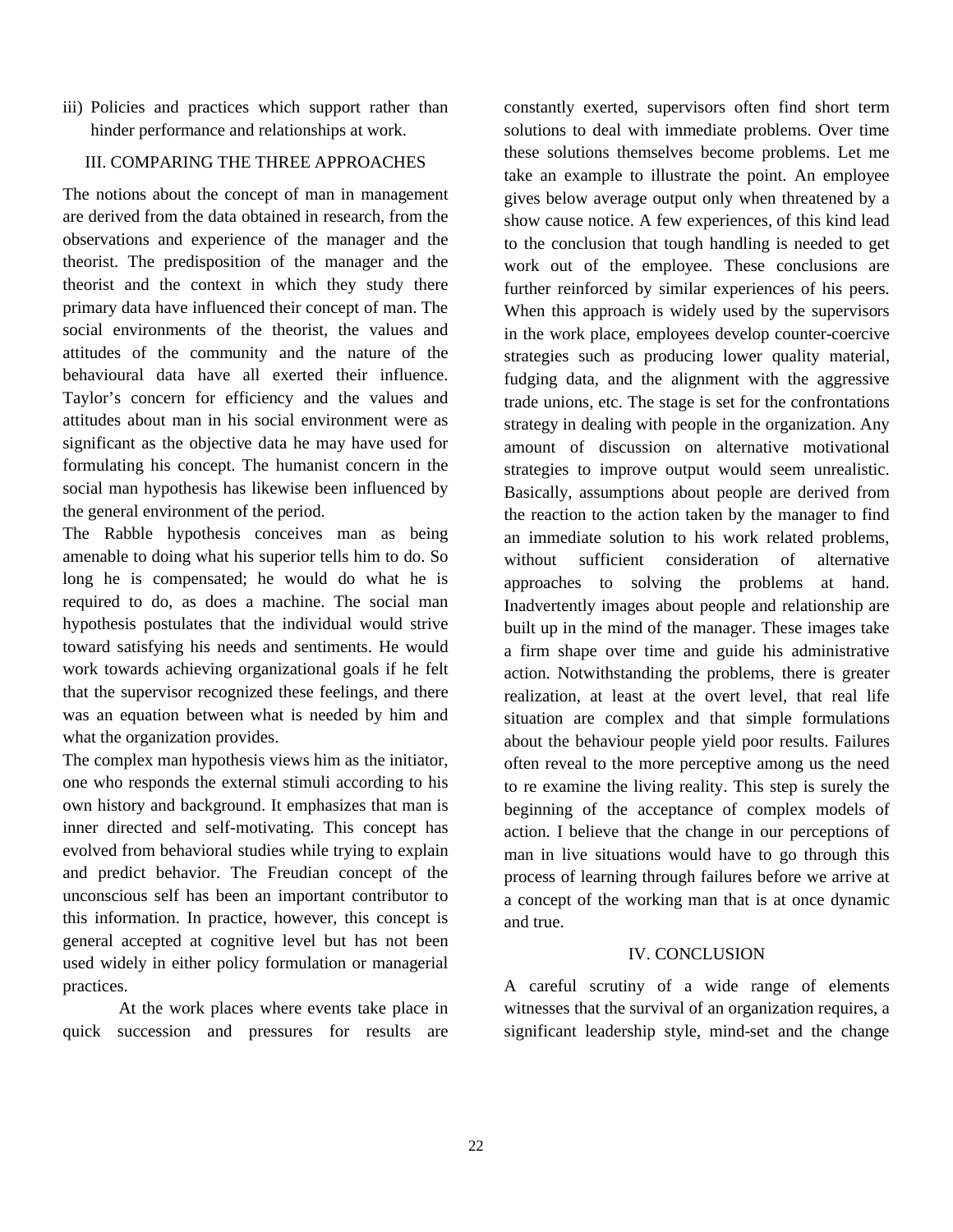iii) Policies and practices which support rather than hinder performance and relationships at work.

## III. COMPARING THE THREE APPROACHES

The notions about the concept of man in management are derived from the data obtained in research, from the observations and experience of the manager and the theorist. The predisposition of the manager and the theorist and the context in which they study there primary data have influenced their concept of man. The social environments of the theorist, the values and attitudes of the community and the nature of the behavioural data have all exerted their influence. Taylor's concern for efficiency and the values and attitudes about man in his social environment were as significant as the objective data he may have used for formulating his concept. The humanist concern in the social man hypothesis has likewise been influenced by the general environment of the period.

The Rabble hypothesis conceives man as being amenable to doing what his superior tells him to do. So long he is compensated; he would do what he is required to do, as does a machine. The social man hypothesis postulates that the individual would strive toward satisfying his needs and sentiments. He would work towards achieving organizational goals if he felt that the supervisor recognized these feelings, and there was an equation between what is needed by him and what the organization provides.

The complex man hypothesis views him as the initiator, one who responds the external stimuli according to his own history and background. It emphasizes that man is inner directed and self-motivating. This concept has evolved from behavioral studies while trying to explain and predict behavior. The Freudian concept of the unconscious self has been an important contributor to this information. In practice, however, this concept is general accepted at cognitive level but has not been used widely in either policy formulation or managerial practices.

At the work places where events take place in quick succession and pressures for results are constantly exerted, supervisors often find short term solutions to deal with immediate problems. Over time these solutions themselves become problems. Let me take an example to illustrate the point. An employee gives below average output only when threatened by a show cause notice. A few experiences, of this kind lead to the conclusion that tough handling is needed to get work out of the employee. These conclusions are further reinforced by similar experiences of his peers. When this approach is widely used by the supervisors in the work place, employees develop counter-coercive strategies such as producing lower quality material, fudging data, and the alignment with the aggressive trade unions, etc. The stage is set for the confrontations strategy in dealing with people in the organization. Any amount of discussion on alternative motivational strategies to improve output would seem unrealistic. Basically, assumptions about people are derived from the reaction to the action taken by the manager to find an immediate solution to his work related problems, without sufficient consideration of alternative approaches to solving the problems at hand. Inadvertently images about people and relationship are built up in the mind of the manager. These images take a firm shape over time and guide his administrative action. Notwithstanding the problems, there is greater realization, at least at the overt level, that real life situation are complex and that simple formulations about the behaviour people yield poor results. Failures often reveal to the more perceptive among us the need to re examine the living reality. This step is surely the beginning of the acceptance of complex models of action. I believe that the change in our perceptions of man in live situations would have to go through this process of learning through failures before we arrive at a concept of the working man that is at once dynamic and true.

## IV. CONCLUSION

A careful scrutiny of a wide range of elements witnesses that the survival of an organization requires, a significant leadership style, mind-set and the change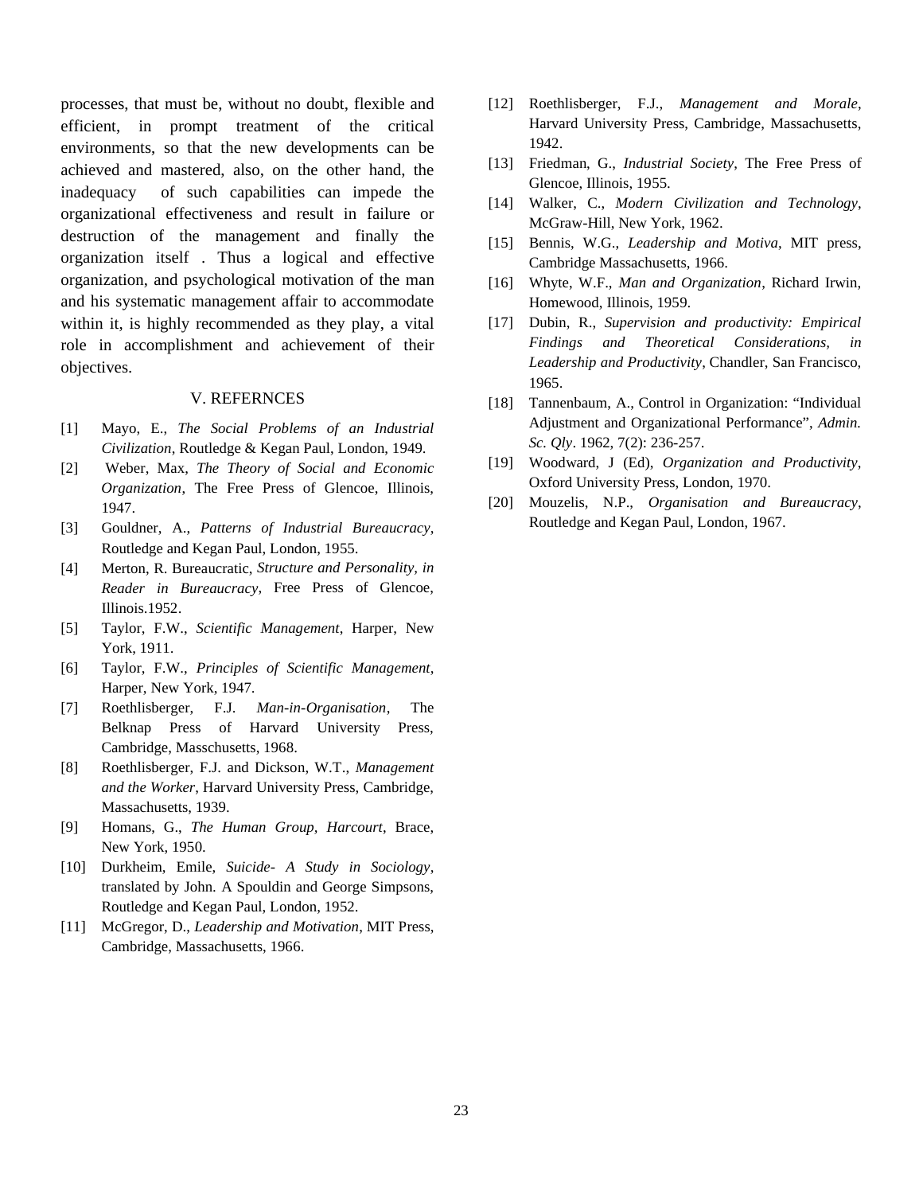processes, that must be, without no doubt, flexible and efficient, in prompt treatment of the critical environments, so that the new developments can be achieved and mastered, also, on the other hand, the inadequacy of such capabilities can impede the organizational effectiveness and result in failure or destruction of the management and finally the organization itself . Thus a logical and effective organization, and psychological motivation of the man and his systematic management affair to accommodate within it, is highly recommended as they play, a vital role in accomplishment and achievement of their objectives.

## V. REFERNCES

[1] Mayo, E., *The Social Problems of an Industrial Civilization*, Routledge & Kegan Paul, London, 1949.

[2] Weber, Max, *The Theory of Social and Economic Organization*, The Free Press of Glencoe, Illinois, 1947.

[3] Gouldner, A., *Patterns of Industrial Bureaucracy*, Routledge and Kegan Paul, London, 1955.

[4] Merton, R. Bureaucratic, *Structure and Personality, in Reader in Bureaucracy*, Free Press of Glencoe, Illinois.1952.

[5] Taylor, F.W., *Scientific Management*, Harper, New York, 1911.

[6] Taylor, F.W., *Principles of Scientific Management*, Harper, New York, 1947.

[7] Roethlisberger, F.J. *Man-in-Organisation*, The Belknap Press of Harvard University Press, Cambridge, Masschusetts, 1968.

[8] Roethlisberger, F.J. and Dickson, W.T., *Management and the Worker*, Harvard University Press, Cambridge, Massachusetts, 1939.

[9] Homans, G., *The Human Group, Harcourt*, Brace, New York, 1950.

[10] Durkheim, Emile, *Suicide- A Study in Sociology*, translated by John. A Spouldin and George Simpsons, Routledge and Kegan Paul, London, 1952.

[11] McGregor, D., *Leadership and Motivation*, MIT Press, Cambridge, Massachusetts, 1966.

[12] Roethlisberger, F.J., *Management and Morale*, Harvard University Press, Cambridge, Massachusetts, 1942.

[13] Friedman, G., *Industrial Society*, The Free Press of Glencoe, Illinois, 1955.

[14] Walker, C., *Modern Civilization and Technology*, McGraw-Hill, New York, 1962.

[15] Bennis, W.G., *Leadership and Motiva*, MIT press, Cambridge Massachusetts, 1966.

[16] Whyte, W.F., *Man and Organization*, Richard Irwin, Homewood, Illinois, 1959.

[17] Dubin, R., *Supervision and productivity: Empirical Findings and Theoretical Considerations, in Leadership and Productivity*, Chandler, San Francisco, 1965.

[18] Tannenbaum, A., Control in Organization: "Individual Adjustment and Organizational Performance", *Admin. Sc. Qly*. 1962, 7(2): 236-257.

[19] Woodward, J (Ed), *Organization and Productivity*, Oxford University Press, London, 1970.

[20] Mouzelis, N.P., *Organisation and Bureaucracy*, Routledge and Kegan Paul, London, 1967.